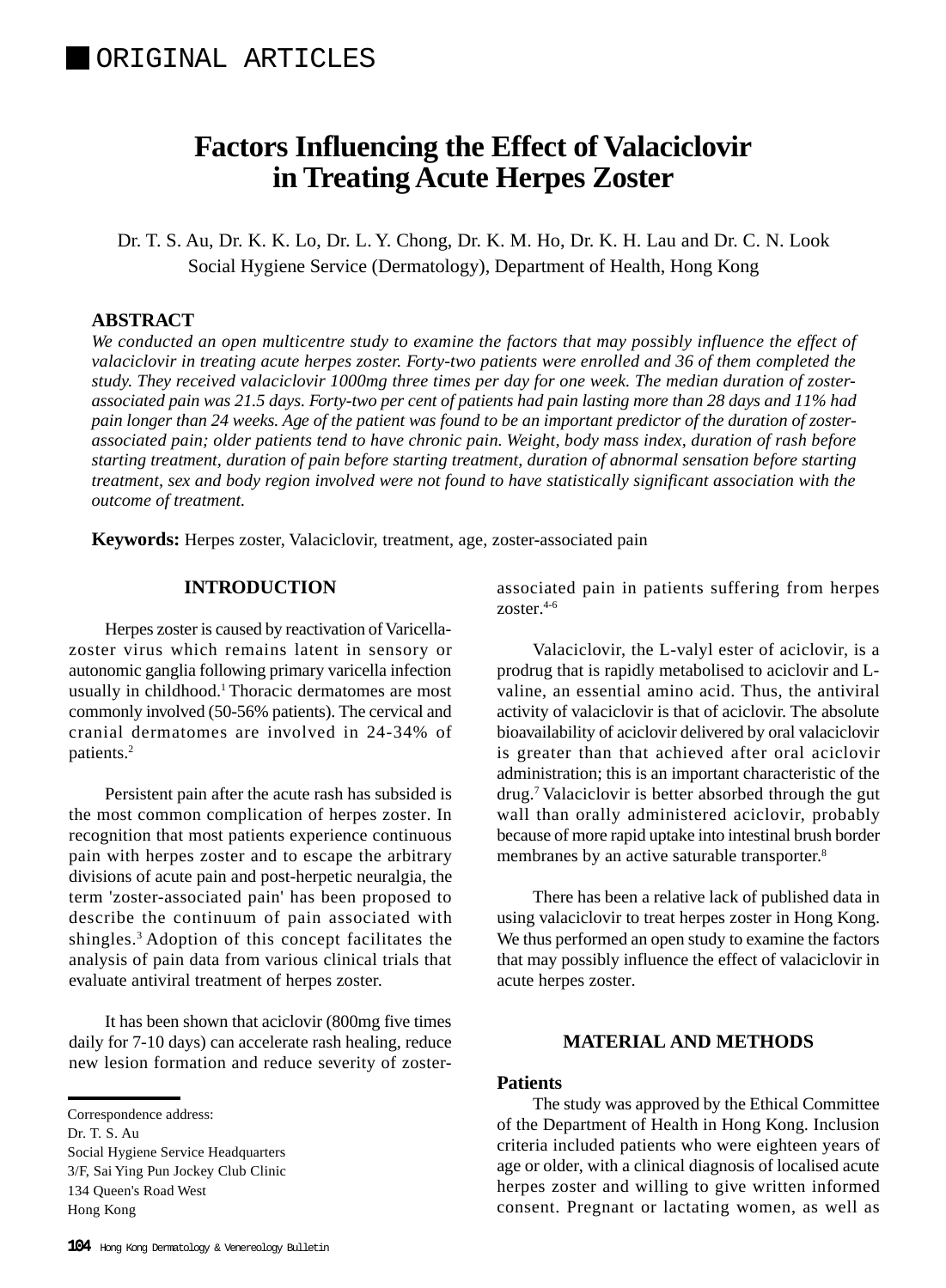ORIGINAL ARTICLES

# Factors Influencing the Effect of Valaciclovir in Treating Acute Herpes Zoster

Dr. T. S. Au, Dr. K. K. Lo, Dr. L. Y. Chong, Dr. K. M. Ho, Dr. K. H. Lau and Dr. C. N. Look
Social Hygiene Service (Dermatology), Department of Health, Hong Kong

## ABSTRACT

*We conducted an open multicentre study to examine the factors that may possibly influence the effect of valaciclovir in treating acute herpes zoster. Forty-two patients were enrolled and 36 of them completed the study. They received valaciclovir 1000mg three times per day for one week. The median duration of zoster-associated pain was 21.5 days. Forty-two per cent of patients had pain lasting more than 28 days and 11% had pain longer than 24 weeks. Age of the patient was found to be an important predictor of the duration of zoster-associated pain; older patients tend to have chronic pain. Weight, body mass index, duration of rash before starting treatment, duration of pain before starting treatment, duration of abnormal sensation before starting treatment, sex and body region involved were not found to have statistically significant association with the outcome of treatment.*

**Keywords:** Herpes zoster, Valaciclovir, treatment, age, zoster-associated pain

## INTRODUCTION

Herpes zoster is caused by reactivation of Varicella-zoster virus which remains latent in sensory or autonomic ganglia following primary varicella infection usually in childhood.[1] Thoracic dermatomes are most commonly involved (50-56% patients). The cervical and cranial dermatomes are involved in 24-34% of patients.[2]

Persistent pain after the acute rash has subsided is the most common complication of herpes zoster. In recognition that most patients experience continuous pain with herpes zoster and to escape the arbitrary divisions of acute pain and post-herpetic neuralgia, the term 'zoster-associated pain' has been proposed to describe the continuum of pain associated with shingles.[3] Adoption of this concept facilitates the analysis of pain data from various clinical trials that evaluate antiviral treatment of herpes zoster.

It has been shown that aciclovir (800mg five times daily for 7-10 days) can accelerate rash healing, reduce new lesion formation and reduce severity of zoster-associated pain in patients suffering from herpes zoster.[4-6]

Valaciclovir, the L-valyl ester of aciclovir, is a prodrug that is rapidly metabolised to aciclovir and L-valine, an essential amino acid. Thus, the antiviral activity of valaciclovir is that of aciclovir. The absolute bioavailability of aciclovir delivered by oral valaciclovir is greater than that achieved after oral aciclovir administration; this is an important characteristic of the drug.[7] Valaciclovir is better absorbed through the gut wall than orally administered aciclovir, probably because of more rapid uptake into intestinal brush border membranes by an active saturable transporter.[8]

There has been a relative lack of published data in using valaciclovir to treat herpes zoster in Hong Kong. We thus performed an open study to examine the factors that may possibly influence the effect of valaciclovir in acute herpes zoster.

## MATERIAL AND METHODS

### Patients

The study was approved by the Ethical Committee of the Department of Health in Hong Kong. Inclusion criteria included patients who were eighteen years of age or older, with a clinical diagnosis of localised acute herpes zoster and willing to give written informed consent. Pregnant or lactating women, as well as

---

Correspondence address:
Dr. T. S. Au
Social Hygiene Service Headquarters
3/F, Sai Ying Pun Jockey Club Clinic
134 Queen's Road West
Hong Kong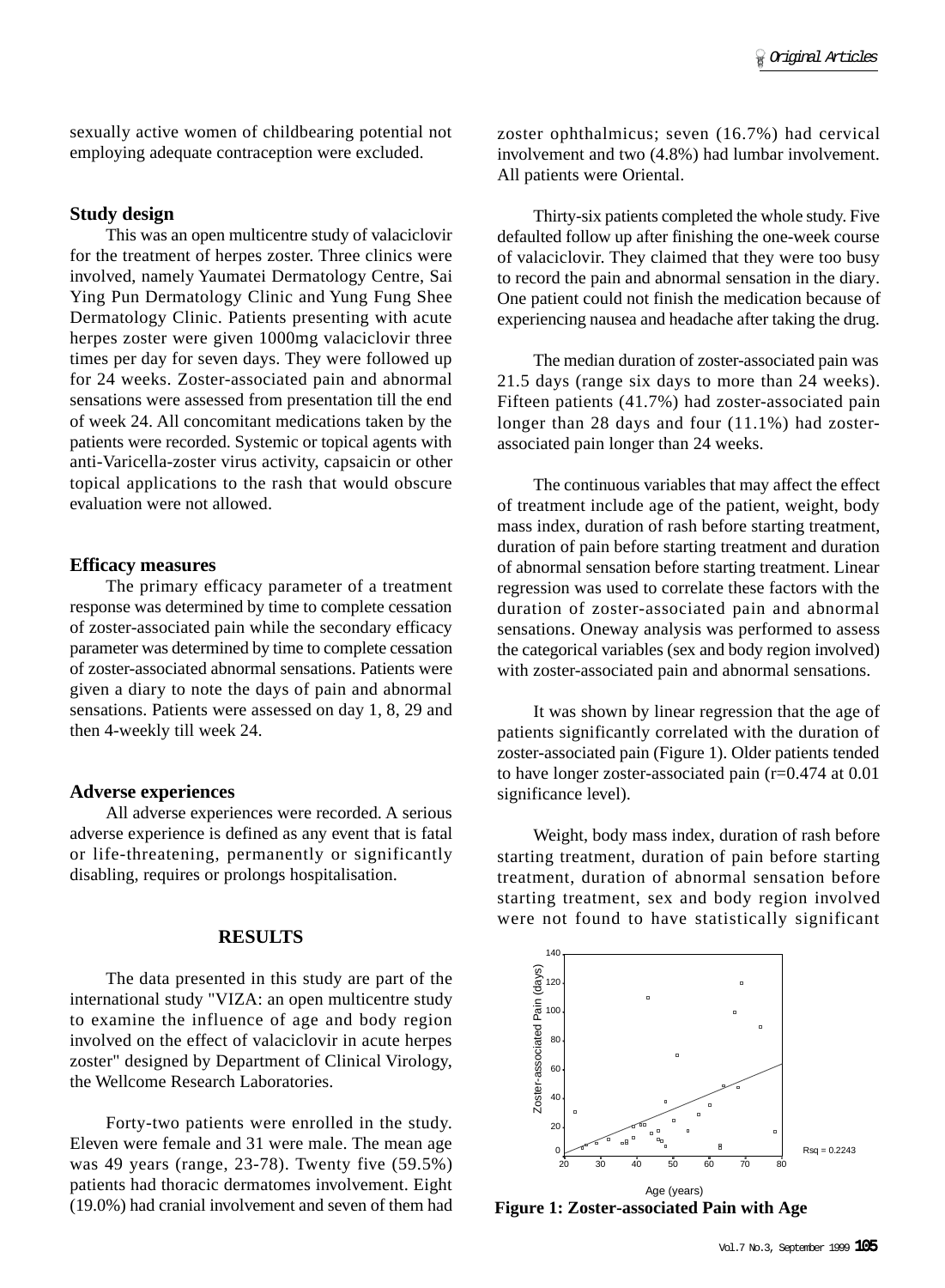sexually active women of childbearing potential not employing adequate contraception were excluded.

### Study design

This was an open multicentre study of valaciclovir for the treatment of herpes zoster. Three clinics were involved, namely Yaumatei Dermatology Centre, Sai Ying Pun Dermatology Clinic and Yung Fung Shee Dermatology Clinic. Patients presenting with acute herpes zoster were given 1000mg valaciclovir three times per day for seven days. They were followed up for 24 weeks. Zoster-associated pain and abnormal sensations were assessed from presentation till the end of week 24. All concomitant medications taken by the patients were recorded. Systemic or topical agents with anti-Varicella-zoster virus activity, capsaicin or other topical applications to the rash that would obscure evaluation were not allowed.

### Efficacy measures

The primary efficacy parameter of a treatment response was determined by time to complete cessation of zoster-associated pain while the secondary efficacy parameter was determined by time to complete cessation of zoster-associated abnormal sensations. Patients were given a diary to note the days of pain and abnormal sensations. Patients were assessed on day 1, 8, 29 and then 4-weekly till week 24.

### Adverse experiences

All adverse experiences were recorded. A serious adverse experience is defined as any event that is fatal or life-threatening, permanently or significantly disabling, requires or prolongs hospitalisation.

## RESULTS

The data presented in this study are part of the international study "VIZA: an open multicentre study to examine the influence of age and body region involved on the effect of valaciclovir in acute herpes zoster" designed by Department of Clinical Virology, the Wellcome Research Laboratories.

Forty-two patients were enrolled in the study. Eleven were female and 31 were male. The mean age was 49 years (range, 23-78). Twenty five (59.5%) patients had thoracic dermatomes involvement. Eight (19.0%) had cranial involvement and seven of them had zoster ophthalmicus; seven (16.7%) had cervical involvement and two (4.8%) had lumbar involvement. All patients were Oriental.

Thirty-six patients completed the whole study. Five defaulted follow up after finishing the one-week course of valaciclovir. They claimed that they were too busy to record the pain and abnormal sensation in the diary. One patient could not finish the medication because of experiencing nausea and headache after taking the drug.

The median duration of zoster-associated pain was 21.5 days (range six days to more than 24 weeks). Fifteen patients (41.7%) had zoster-associated pain longer than 28 days and four (11.1%) had zoster-associated pain longer than 24 weeks.

The continuous variables that may affect the effect of treatment include age of the patient, weight, body mass index, duration of rash before starting treatment, duration of pain before starting treatment and duration of abnormal sensation before starting treatment. Linear regression was used to correlate these factors with the duration of zoster-associated pain and abnormal sensations. Oneway analysis was performed to assess the categorical variables (sex and body region involved) with zoster-associated pain and abnormal sensations.

It was shown by linear regression that the age of patients significantly correlated with the duration of zoster-associated pain (Figure 1). Older patients tended to have longer zoster-associated pain (r=0.474 at 0.01 significance level).

Weight, body mass index, duration of rash before starting treatment, duration of pain before starting treatment, duration of abnormal sensation before starting treatment, sex and body region involved were not found to have statistically significant

**Figure 1: Zoster-associated Pain with Age**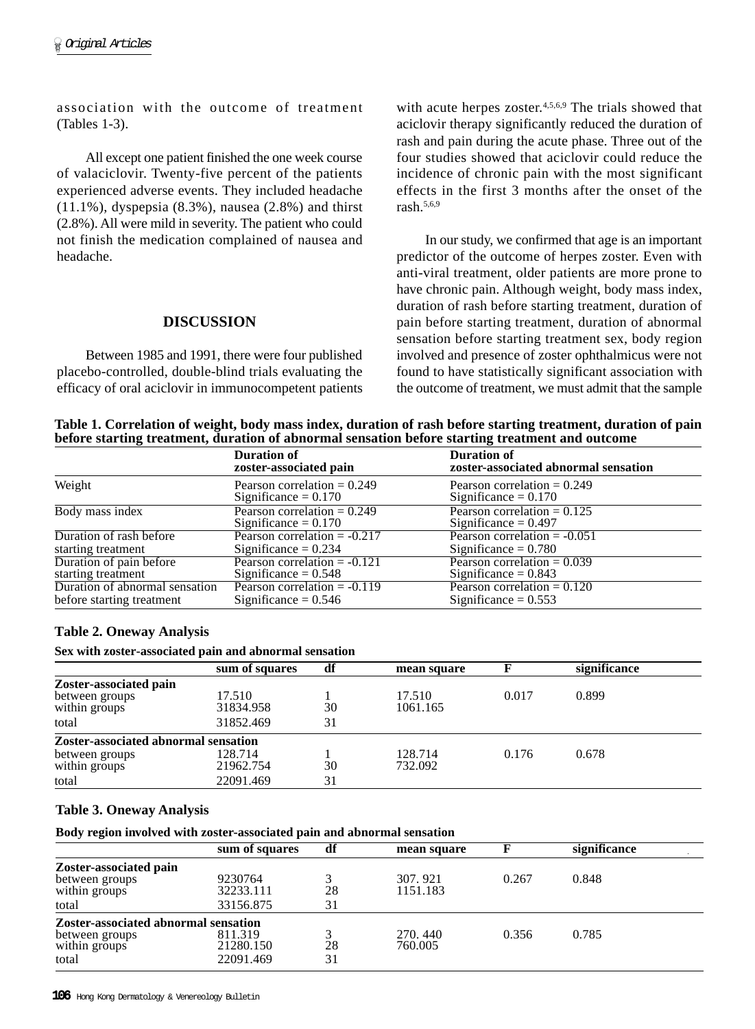association with the outcome of treatment (Tables 1-3).

All except one patient finished the one week course of valaciclovir. Twenty-five percent of the patients experienced adverse events. They included headache (11.1%), dyspepsia (8.3%), nausea (2.8%) and thirst (2.8%). All were mild in severity. The patient who could not finish the medication complained of nausea and headache.

## DISCUSSION

Between 1985 and 1991, there were four published placebo-controlled, double-blind trials evaluating the efficacy of oral aciclovir in immunocompetent patients with acute herpes zoster.[4,5,6,9] The trials showed that aciclovir therapy significantly reduced the duration of rash and pain during the acute phase. Three out of the four studies showed that aciclovir could reduce the incidence of chronic pain with the most significant effects in the first 3 months after the onset of the rash.[5,6,9]

In our study, we confirmed that age is an important predictor of the outcome of herpes zoster. Even with anti-viral treatment, older patients are more prone to have chronic pain. Although weight, body mass index, duration of rash before starting treatment, duration of pain before starting treatment, duration of abnormal sensation before starting treatment sex, body region involved and presence of zoster ophthalmicus were not found to have statistically significant association with the outcome of treatment, we must admit that the sample

**Table 1. Correlation of weight, body mass index, duration of rash before starting treatment, duration of pain before starting treatment, duration of abnormal sensation before starting treatment and outcome**

| | Duration of zoster-associated pain | Duration of zoster-associated abnormal sensation |
|---|---|---|
| Weight | Pearson correlation = 0.249<br>Significance = 0.170 | Pearson correlation = 0.249<br>Significance = 0.170 |
| Body mass index | Pearson correlation = 0.249<br>Significance = 0.170 | Pearson correlation = 0.125<br>Significance = 0.497 |
| Duration of rash before starting treatment | Pearson correlation = -0.217<br>Significance = 0.234 | Pearson correlation = -0.051<br>Significance = 0.780 |
| Duration of pain before starting treatment | Pearson correlation = -0.121<br>Significance = 0.548 | Pearson correlation = 0.039<br>Significance = 0.843 |
| Duration of abnormal sensation before starting treatment | Pearson correlation = -0.119<br>Significance = 0.546 | Pearson correlation = 0.120<br>Significance = 0.553 |

**Table 2. Oneway Analysis**

**Sex with zoster-associated pain and abnormal sensation**

| | sum of squares | df | mean square | F | significance |
|---|---|---|---|---|---|
| **Zoster-associated pain** | | | | | |
| between groups | 17.510 | 1 | 17.510 | 0.017 | 0.899 |
| within groups | 31834.958 | 30 | 1061.165 | | |
| total | 31852.469 | 31 | | | |
| **Zoster-associated abnormal sensation** | | | | | |
| between groups | 128.714 | 1 | 128.714 | 0.176 | 0.678 |
| within groups | 21962.754 | 30 | 732.092 | | |
| total | 22091.469 | 31 | | | |

**Table 3. Oneway Analysis**

**Body region involved with zoster-associated pain and abnormal sensation**

| | sum of squares | df | mean square | F | significance |
|---|---|---|---|---|---|
| **Zoster-associated pain** | | | | | |
| between groups | 9230764 | 3 | 307. 921 | 0.267 | 0.848 |
| within groups | 32233.111 | 28 | 1151.183 | | |
| total | 33156.875 | 31 | | | |
| **Zoster-associated abnormal sensation** | | | | | |
| between groups | 811.319 | 3 | 270. 440 | 0.356 | 0.785 |
| within groups | 21280.150 | 28 | 760.005 | | |
| total | 22091.469 | 31 | | | |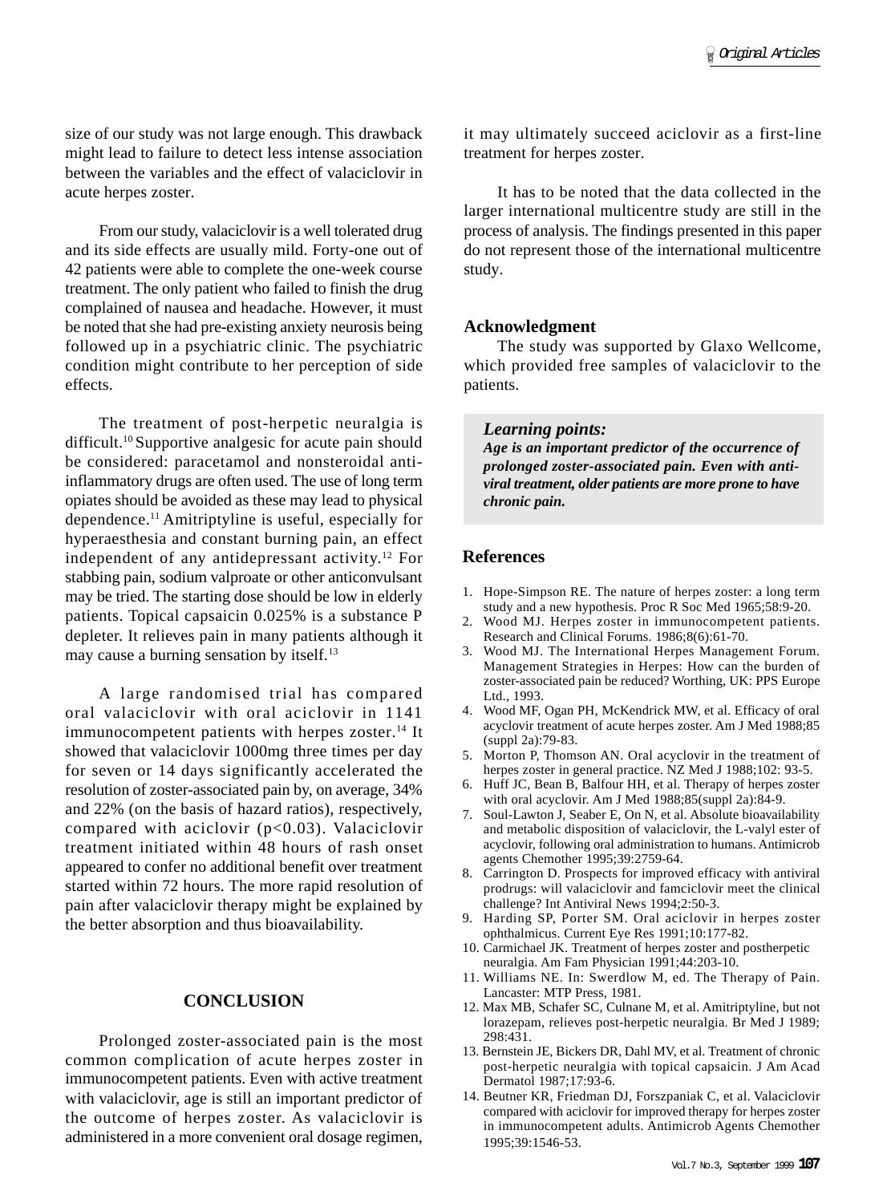size of our study was not large enough. This drawback might lead to failure to detect less intense association between the variables and the effect of valaciclovir in acute herpes zoster.

From our study, valaciclovir is a well tolerated drug and its side effects are usually mild. Forty-one out of 42 patients were able to complete the one-week course treatment. The only patient who failed to finish the drug complained of nausea and headache. However, it must be noted that she had pre-existing anxiety neurosis being followed up in a psychiatric clinic. The psychiatric condition might contribute to her perception of side effects.

The treatment of post-herpetic neuralgia is difficult.[10] Supportive analgesic for acute pain should be considered: paracetamol and nonsteroidal anti-inflammatory drugs are often used. The use of long term opiates should be avoided as these may lead to physical dependence.[11] Amitriptyline is useful, especially for hyperaesthesia and constant burning pain, an effect independent of any antidepressant activity.[12] For stabbing pain, sodium valproate or other anticonvulsant may be tried. The starting dose should be low in elderly patients. Topical capsaicin 0.025% is a substance P depleter. It relieves pain in many patients although it may cause a burning sensation by itself.[13]

A large randomised trial has compared oral valaciclovir with oral aciclovir in 1141 immunocompetent patients with herpes zoster.[14] It showed that valaciclovir 1000mg three times per day for seven or 14 days significantly accelerated the resolution of zoster-associated pain by, on average, 34% and 22% (on the basis of hazard ratios), respectively, compared with aciclovir ($p<0.03$). Valaciclovir treatment initiated within 48 hours of rash onset appeared to confer no additional benefit over treatment started within 72 hours. The more rapid resolution of pain after valaciclovir therapy might be explained by the better absorption and thus bioavailability.

## CONCLUSION

Prolonged zoster-associated pain is the most common complication of acute herpes zoster in immunocompetent patients. Even with active treatment with valaciclovir, age is still an important predictor of the outcome of herpes zoster. As valaciclovir is administered in a more convenient oral dosage regimen, it may ultimately succeed aciclovir as a first-line treatment for herpes zoster.

It has to be noted that the data collected in the larger international multicentre study are still in the process of analysis. The findings presented in this paper do not represent those of the international multicentre study.

### Acknowledgment

The study was supported by Glaxo Wellcome, which provided free samples of valaciclovir to the patients.

> ***Learning points:***
> ***Age is an important predictor of the occurrence of prolonged zoster-associated pain. Even with anti-viral treatment, older patients are more prone to have chronic pain.***

### References

1. Hope-Simpson RE. The nature of herpes zoster: a long term study and a new hypothesis. Proc R Soc Med 1965;58:9-20.
2. Wood MJ. Herpes zoster in immunocompetent patients. Research and Clinical Forums. 1986;8(6):61-70.
3. Wood MJ. The International Herpes Management Forum. Management Strategies in Herpes: How can the burden of zoster-associated pain be reduced? Worthing, UK: PPS Europe Ltd., 1993.
4. Wood MF, Ogan PH, McKendrick MW, et al. Efficacy of oral acyclovir treatment of acute herpes zoster. Am J Med 1988;85 (suppl 2a):79-83.
5. Morton P, Thomson AN. Oral acyclovir in the treatment of herpes zoster in general practice. NZ Med J 1988;102: 93-5.
6. Huff JC, Bean B, Balfour HH, et al. Therapy of herpes zoster with oral acyclovir. Am J Med 1988;85(suppl 2a):84-9.
7. Soul-Lawton J, Seaber E, On N, et al. Absolute bioavailability and metabolic disposition of valaciclovir, the L-valyl ester of acyclovir, following oral administration to humans. Antimicrob agents Chemother 1995;39:2759-64.
8. Carrington D. Prospects for improved efficacy with antiviral prodrugs: will valaciclovir and famciclovir meet the clinical challenge? Int Antiviral News 1994;2:50-3.
9. Harding SP, Porter SM. Oral aciclovir in herpes zoster ophthalmicus. Current Eye Res 1991;10:177-82.
10. Carmichael JK. Treatment of herpes zoster and postherpetic neuralgia. Am Fam Physician 1991;44:203-10.
11. Williams NE. In: Swerdlow M, ed. The Therapy of Pain. Lancaster: MTP Press, 1981.
12. Max MB, Schafer SC, Culnane M, et al. Amitriptyline, but not lorazepam, relieves post-herpetic neuralgia. Br Med J 1989; 298:431.
13. Bernstein JE, Bickers DR, Dahl MV, et al. Treatment of chronic post-herpetic neuralgia with topical capsaicin. J Am Acad Dermatol 1987;17:93-6.
14. Beutner KR, Friedman DJ, Forszpaniak C, et al. Valaciclovir compared with aciclovir for improved therapy for herpes zoster in immunocompetent adults. Antimicrob Agents Chemother 1995;39:1546-53.